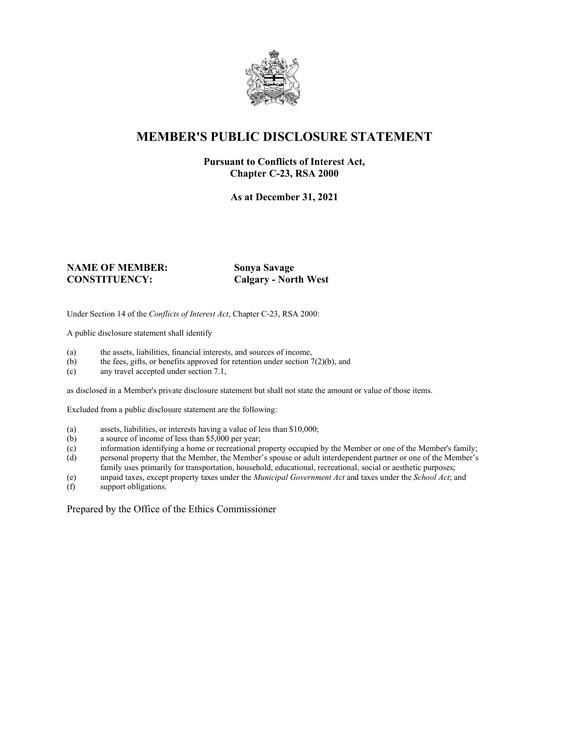# MEMBER'S PUBLIC DISCLOSURE STATEMENT

**Pursuant to Conflicts of Interest Act,**
**Chapter C-23, RSA 2000**

**As at December 31, 2021**

**NAME OF MEMBER:** **Sonya Savage**
**CONSTITUENCY:** **Calgary - North West**

Under Section 14 of the *Conflicts of Interest Act*, Chapter C-23, RSA 2000:

A public disclosure statement shall identify

(a) the assets, liabilities, financial interests, and sources of income,
(b) the fees, gifts, or benefits approved for retention under section 7(2)(b), and
(c) any travel accepted under section 7.1,

as disclosed in a Member's private disclosure statement but shall not state the amount or value of those items.

Excluded from a public disclosure statement are the following:

(a) assets, liabilities, or interests having a value of less than $10,000;
(b) a source of income of less than $5,000 per year;
(c) information identifying a home or recreational property occupied by the Member or one of the Member's family;
(d) personal property that the Member, the Member's spouse or adult interdependent partner or one of the Member's family uses primarily for transportation, household, educational, recreational, social or aesthetic purposes;
(e) unpaid taxes, except property taxes under the *Municipal Government Act* and taxes under the *School Act*; and
(f) support obligations.

Prepared by the Office of the Ethics Commissioner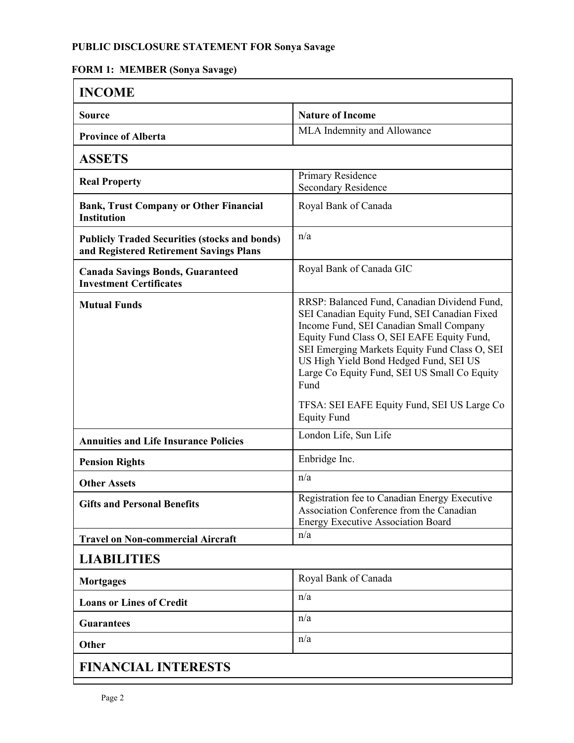**PUBLIC DISCLOSURE STATEMENT FOR Sonya Savage**

**FORM 1: MEMBER (Sonya Savage)**

| **INCOME** | |
|---|---|
| **Source** | **Nature of Income** |
| **Province of Alberta** | MLA Indemnity and Allowance |
| **ASSETS** | |
| **Real Property** | Primary Residence<br>Secondary Residence |
| **Bank, Trust Company or Other Financial Institution** | Royal Bank of Canada |
| **Publicly Traded Securities (stocks and bonds) and Registered Retirement Savings Plans** | n/a |
| **Canada Savings Bonds, Guaranteed Investment Certificates** | Royal Bank of Canada GIC |
| **Mutual Funds** | RRSP: Balanced Fund, Canadian Dividend Fund, SEI Canadian Equity Fund, SEI Canadian Fixed Income Fund, SEI Canadian Small Company Equity Fund Class O, SEI EAFE Equity Fund, SEI Emerging Markets Equity Fund Class O, SEI US High Yield Bond Hedged Fund, SEI US Large Co Equity Fund, SEI US Small Co Equity Fund<br><br>TFSA: SEI EAFE Equity Fund, SEI US Large Co Equity Fund |
| **Annuities and Life Insurance Policies** | London Life, Sun Life |
| **Pension Rights** | Enbridge Inc. |
| **Other Assets** | n/a |
| **Gifts and Personal Benefits** | Registration fee to Canadian Energy Executive Association Conference from the Canadian Energy Executive Association Board |
| **Travel on Non-commercial Aircraft** | n/a |
| **LIABILITIES** | |
| **Mortgages** | Royal Bank of Canada |
| **Loans or Lines of Credit** | n/a |
| **Guarantees** | n/a |
| **Other** | n/a |
| **FINANCIAL INTERESTS** | |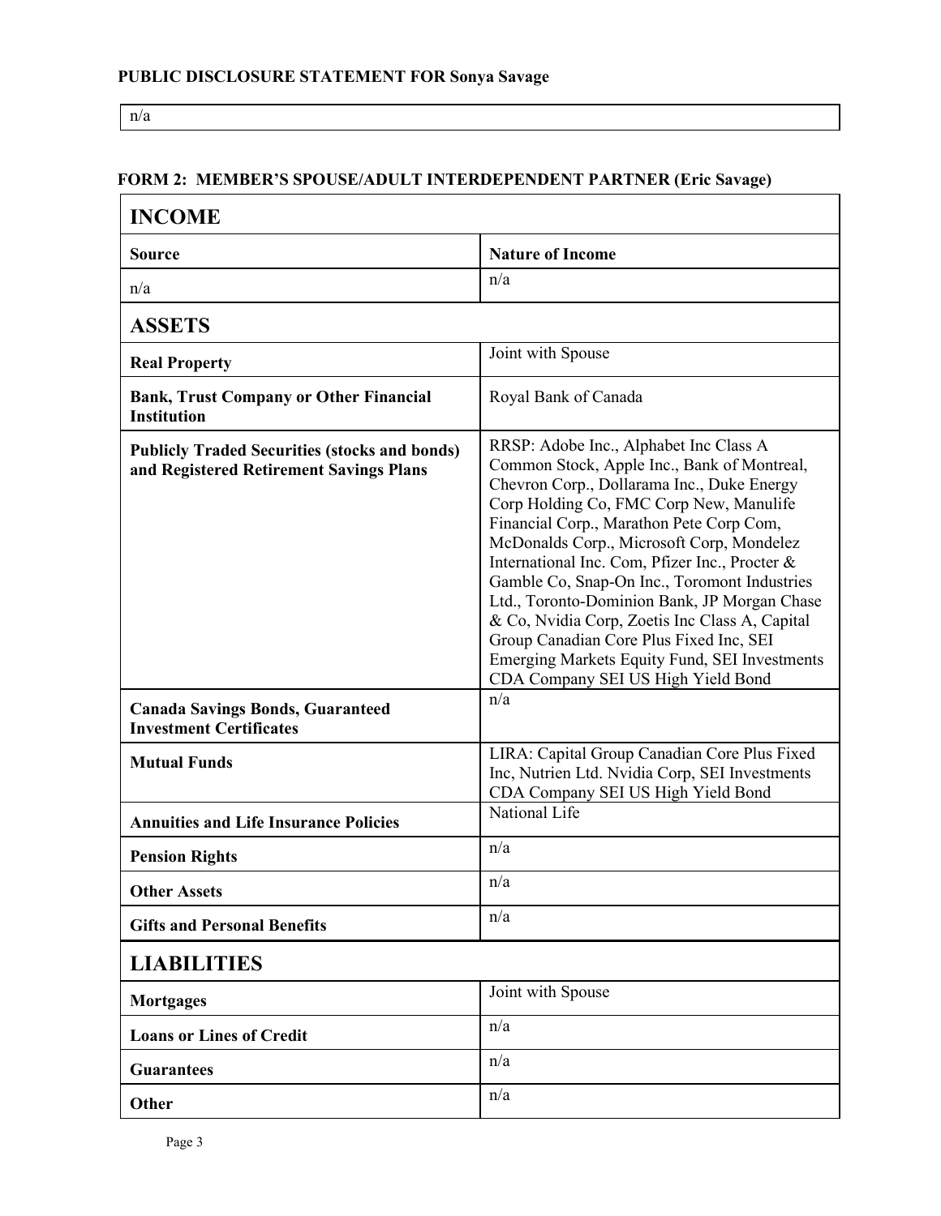**PUBLIC DISCLOSURE STATEMENT FOR Sonya Savage**

| n/a |
|---|

## FORM 2: MEMBER'S SPOUSE/ADULT INTERDEPENDENT PARTNER (Eric Savage)

| **INCOME** | |
|---|---|
| **Source** | **Nature of Income** |
| n/a | n/a |
| **ASSETS** | |
| **Real Property** | Joint with Spouse |
| **Bank, Trust Company or Other Financial Institution** | Royal Bank of Canada |
| **Publicly Traded Securities (stocks and bonds) and Registered Retirement Savings Plans** | RRSP: Adobe Inc., Alphabet Inc Class A Common Stock, Apple Inc., Bank of Montreal, Chevron Corp., Dollarama Inc., Duke Energy Corp Holding Co, FMC Corp New, Manulife Financial Corp., Marathon Pete Corp Com, McDonalds Corp., Microsoft Corp, Mondelez International Inc. Com, Pfizer Inc., Procter & Gamble Co, Snap-On Inc., Toromont Industries Ltd., Toronto-Dominion Bank, JP Morgan Chase & Co, Nvidia Corp, Zoetis Inc Class A, Capital Group Canadian Core Plus Fixed Inc, SEI Emerging Markets Equity Fund, SEI Investments CDA Company SEI US High Yield Bond |
| **Canada Savings Bonds, Guaranteed Investment Certificates** | n/a |
| **Mutual Funds** | LIRA: Capital Group Canadian Core Plus Fixed Inc, Nutrien Ltd. Nvidia Corp, SEI Investments CDA Company SEI US High Yield Bond |
| **Annuities and Life Insurance Policies** | National Life |
| **Pension Rights** | n/a |
| **Other Assets** | n/a |
| **Gifts and Personal Benefits** | n/a |
| **LIABILITIES** | |
| **Mortgages** | Joint with Spouse |
| **Loans or Lines of Credit** | n/a |
| **Guarantees** | n/a |
| **Other** | n/a |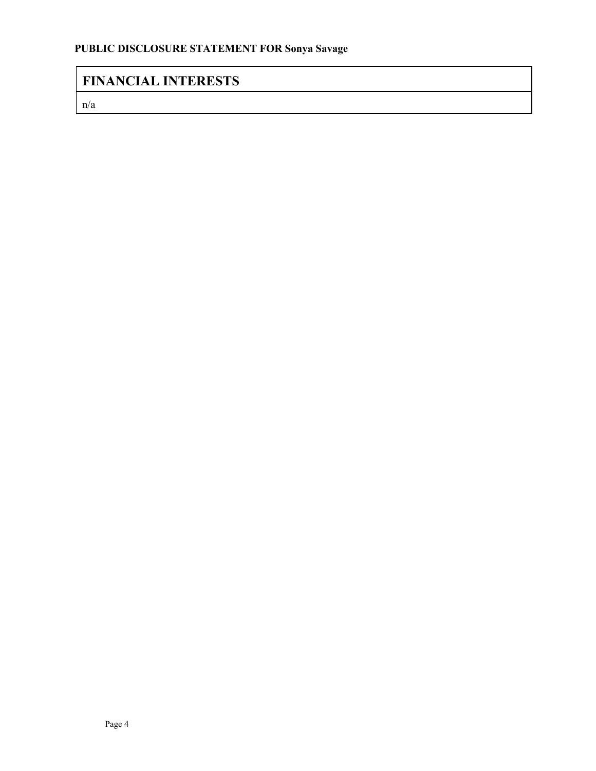PUBLIC DISCLOSURE STATEMENT FOR Sonya Savage

## FINANCIAL INTERESTS

n/a